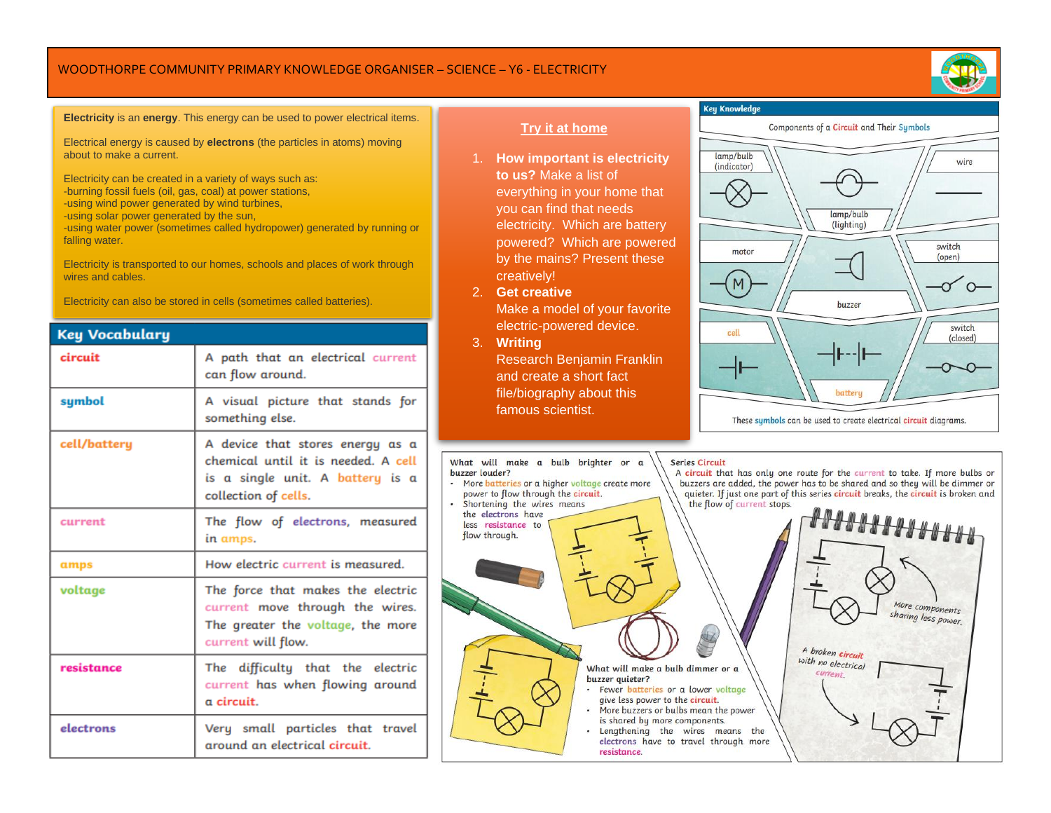# WOODTHORPE COMMUNITY PRIMARY KNOWLEDGE ORGANISER – SCIENCE – Y6 - ELECTRICITY

**Electricity** is an **energy**. This energy can be used to power electrical items.

Electrical energy is caused by **electrons** (the particles in atoms) moving about to make a current.

Electricity can be created in a variety of ways such as:
-burning fossil fuels (oil, gas, coal) at power stations,
-using wind power generated by wind turbines,
-using solar power generated by the sun,
-using water power (sometimes called hydropower) generated by running or falling water.

Electricity is transported to our homes, schools and places of work through wires and cables.

Electricity can also be stored in cells (sometimes called batteries).

## Key Vocabulary

| | |
|---|---|
| **circuit** | A path that an electrical current can flow around. |
| **symbol** | A visual picture that stands for something else. |
| **cell/battery** | A device that stores energy as a chemical until it is needed. A cell is a single unit. A battery is a collection of cells. |
| **current** | The flow of electrons, measured in amps. |
| **amps** | How electric current is measured. |
| **voltage** | The force that makes the electric current move through the wires. The greater the voltage, the more current will flow. |
| **resistance** | The difficulty that the electric current has when flowing around a circuit. |
| **electrons** | Very small particles that travel around an electrical circuit. |

## Try it at home

1. **How important is electricity to us?** Make a list of everything in your home that you can find that needs electricity. Which are battery powered? Which are powered by the mains? Present these creatively!
2. **Get creative**
   Make a model of your favorite electric-powered device.
3. **Writing**
   Research Benjamin Franklin and create a short fact file/biography about this famous scientist.

## Key Knowledge

Components of a Circuit and Their Symbols

lamp/bulb (indicator), lamp/bulb (lighting), wire, motor, buzzer, switch (open), cell, battery, switch (closed)

These symbols can be used to create electrical circuit diagrams.

**What will make a bulb brighter or a buzzer louder?**
- More batteries or a higher voltage create more power to flow through the circuit.
- Shortening the wires means the electrons have less resistance to flow through.

**What will make a bulb dimmer or a buzzer quieter?**
- Fewer batteries or a lower voltage give less power to the circuit.
- More buzzers or bulbs mean the power is shared by more components.
- Lengthening the wires means the electrons have to travel through more resistance.

**Series Circuit**
A circuit that has only one route for the current to take. If more bulbs or buzzers are added, the power has to be shared and so they will be dimmer or quieter. If just one part of this series circuit breaks, the circuit is broken and the flow of current stops.

More components sharing less power.

A broken circuit with no electrical current.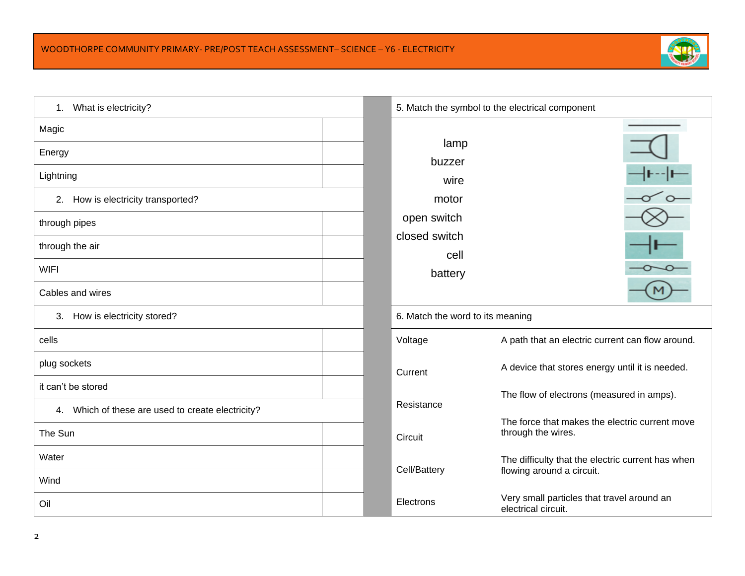WOODTHORPE COMMUNITY PRIMARY- PRE/POST TEACH ASSESSMENT– SCIENCE – Y6 - ELECTRICITY

| 1. What is electricity? | |
|---|---|
| Magic | |
| Energy | |
| Lightning | |

| 2. How is electricity transported? | |
|---|---|
| through pipes | |
| through the air | |
| WIFI | |
| Cables and wires | |

| 3. How is electricity stored? | |
|---|---|
| cells | |
| plug sockets | |
| it can't be stored | |

| 4. Which of these are used to create electricity? | |
|---|---|
| The Sun | |
| Water | |
| Wind | |
| Oil | |

5. Match the symbol to the electrical component

lamp
buzzer
wire
motor
open switch
closed switch
cell
battery

6. Match the word to its meaning

| | |
|---|---|
| Voltage | A path that an electric current can flow around. |
| Current | A device that stores energy until it is needed. |
| Resistance | The flow of electrons (measured in amps). |
| Circuit | The force that makes the electric current move through the wires. |
| Cell/Battery | The difficulty that the electric current has when flowing around a circuit. |
| Electrons | Very small particles that travel around an electrical circuit. |